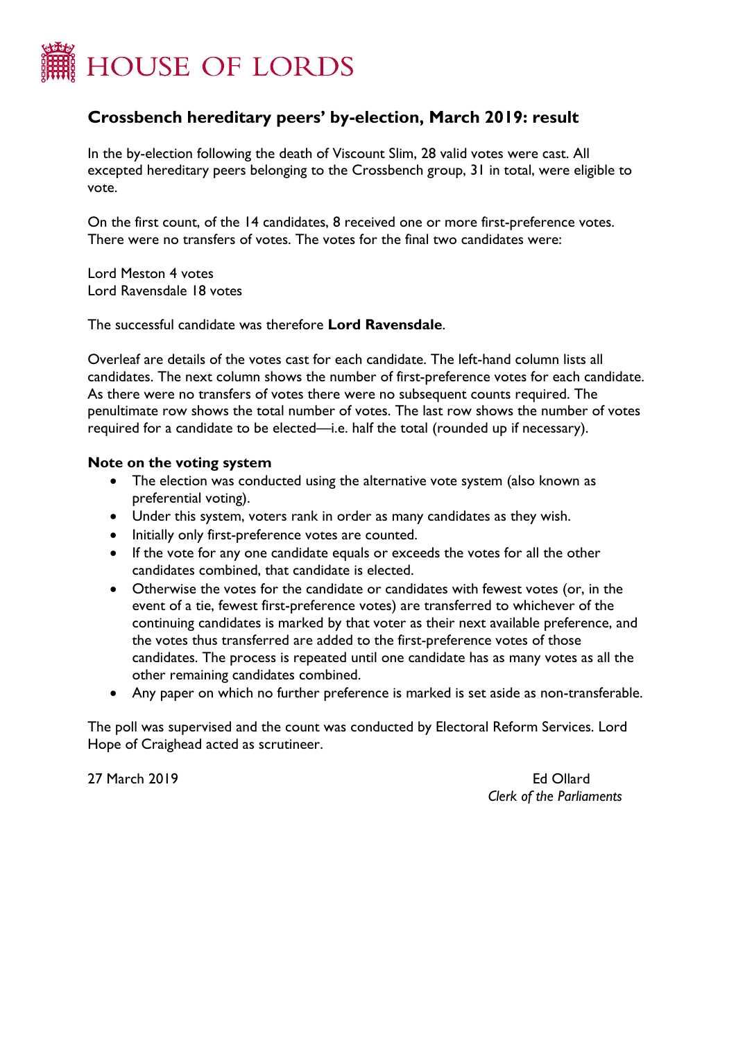# HOUSE OF LORDS

## Crossbench hereditary peers' by-election, March 2019: result

In the by-election following the death of Viscount Slim, 28 valid votes were cast. All excepted hereditary peers belonging to the Crossbench group, 31 in total, were eligible to vote.

On the first count, of the 14 candidates, 8 received one or more first-preference votes. There were no transfers of votes. The votes for the final two candidates were:

Lord Meston 4 votes
Lord Ravensdale 18 votes

The successful candidate was therefore **Lord Ravensdale**.

Overleaf are details of the votes cast for each candidate. The left-hand column lists all candidates. The next column shows the number of first-preference votes for each candidate. As there were no transfers of votes there were no subsequent counts required. The penultimate row shows the total number of votes. The last row shows the number of votes required for a candidate to be elected—i.e. half the total (rounded up if necessary).

### Note on the voting system

- The election was conducted using the alternative vote system (also known as preferential voting).
- Under this system, voters rank in order as many candidates as they wish.
- Initially only first-preference votes are counted.
- If the vote for any one candidate equals or exceeds the votes for all the other candidates combined, that candidate is elected.
- Otherwise the votes for the candidate or candidates with fewest votes (or, in the event of a tie, fewest first-preference votes) are transferred to whichever of the continuing candidates is marked by that voter as their next available preference, and the votes thus transferred are added to the first-preference votes of those candidates. The process is repeated until one candidate has as many votes as all the other remaining candidates combined.
- Any paper on which no further preference is marked is set aside as non-transferable.

The poll was supervised and the count was conducted by Electoral Reform Services. Lord Hope of Craighead acted as scrutineer.

27 March 2019

Ed Ollard
*Clerk of the Parliaments*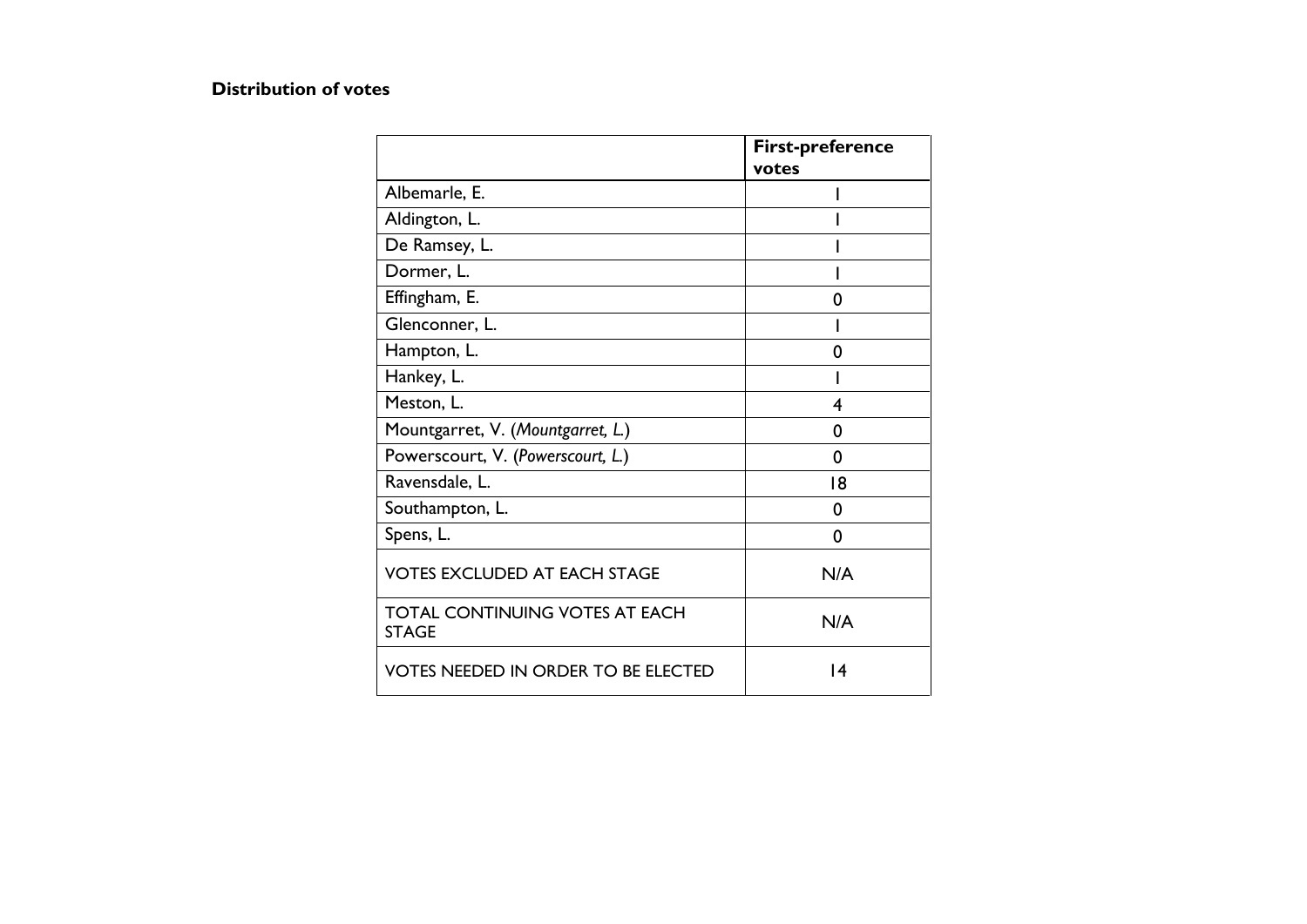**Distribution of votes**

| | First-preference votes |
|---|---|
| Albemarle, E. | 1 |
| Aldington, L. | 1 |
| De Ramsey, L. | 1 |
| Dormer, L. | 1 |
| Effingham, E. | 0 |
| Glenconner, L. | 1 |
| Hampton, L. | 0 |
| Hankey, L. | 1 |
| Meston, L. | 4 |
| Mountgarret, V. (*Mountgarret, L.*) | 0 |
| Powerscourt, V. (*Powerscourt, L.*) | 0 |
| Ravensdale, L. | 18 |
| Southampton, L. | 0 |
| Spens, L. | 0 |
| VOTES EXCLUDED AT EACH STAGE | N/A |
| TOTAL CONTINUING VOTES AT EACH STAGE | N/A |
| VOTES NEEDED IN ORDER TO BE ELECTED | 14 |